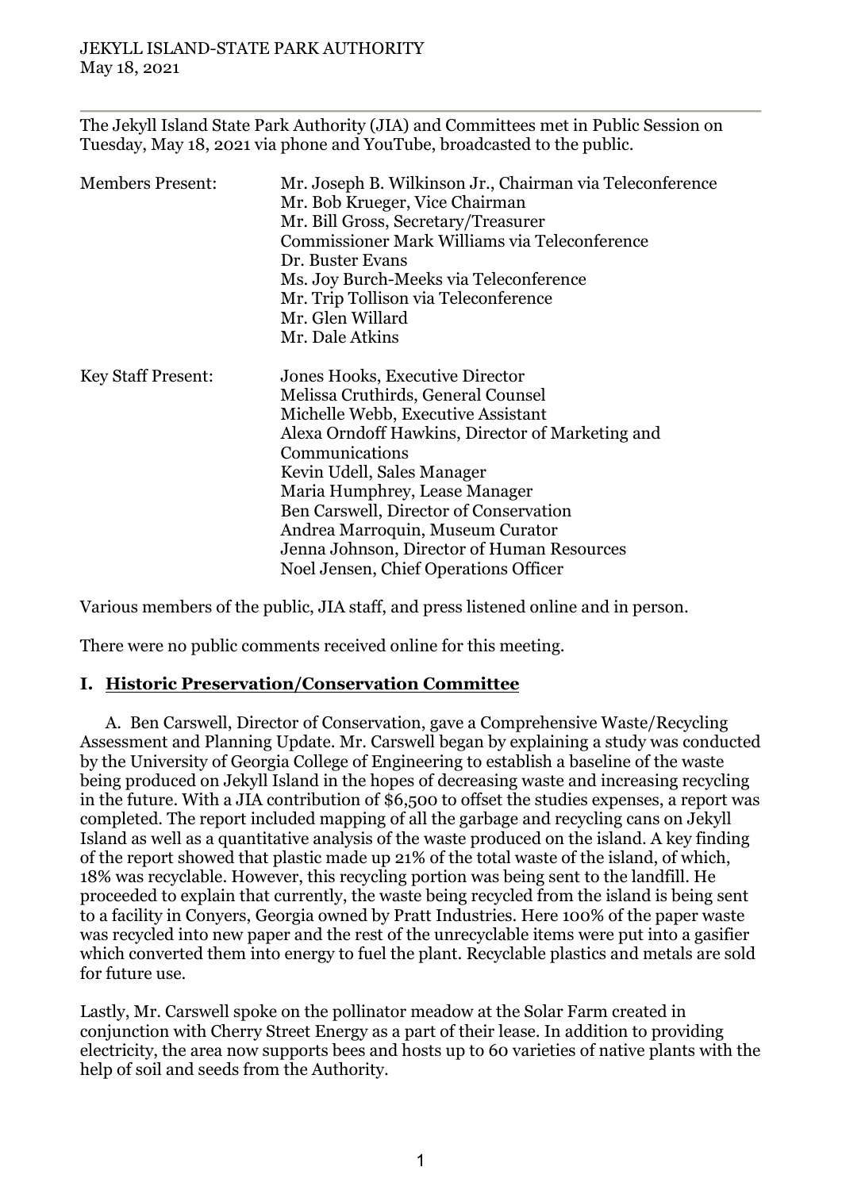JEKYLL ISLAND-STATE PARK AUTHORITY
May 18, 2021

---

The Jekyll Island State Park Authority (JIA) and Committees met in Public Session on Tuesday, May 18, 2021 via phone and YouTube, broadcasted to the public.

| | |
|---|---|
| Members Present: | Mr. Joseph B. Wilkinson Jr., Chairman via Teleconference<br>Mr. Bob Krueger, Vice Chairman<br>Mr. Bill Gross, Secretary/Treasurer<br>Commissioner Mark Williams via Teleconference<br>Dr. Buster Evans<br>Ms. Joy Burch-Meeks via Teleconference<br>Mr. Trip Tollison via Teleconference<br>Mr. Glen Willard<br>Mr. Dale Atkins |
| Key Staff Present: | Jones Hooks, Executive Director<br>Melissa Cruthirds, General Counsel<br>Michelle Webb, Executive Assistant<br>Alexa Orndoff Hawkins, Director of Marketing and Communications<br>Kevin Udell, Sales Manager<br>Maria Humphrey, Lease Manager<br>Ben Carswell, Director of Conservation<br>Andrea Marroquin, Museum Curator<br>Jenna Johnson, Director of Human Resources<br>Noel Jensen, Chief Operations Officer |

Various members of the public, JIA staff, and press listened online and in person.

There were no public comments received online for this meeting.

## I. Historic Preservation/Conservation Committee

A. Ben Carswell, Director of Conservation, gave a Comprehensive Waste/Recycling Assessment and Planning Update. Mr. Carswell began by explaining a study was conducted by the University of Georgia College of Engineering to establish a baseline of the waste being produced on Jekyll Island in the hopes of decreasing waste and increasing recycling in the future. With a JIA contribution of $6,500 to offset the studies expenses, a report was completed. The report included mapping of all the garbage and recycling cans on Jekyll Island as well as a quantitative analysis of the waste produced on the island. A key finding of the report showed that plastic made up 21% of the total waste of the island, of which, 18% was recyclable. However, this recycling portion was being sent to the landfill. He proceeded to explain that currently, the waste being recycled from the island is being sent to a facility in Conyers, Georgia owned by Pratt Industries. Here 100% of the paper waste was recycled into new paper and the rest of the unrecyclable items were put into a gasifier which converted them into energy to fuel the plant. Recyclable plastics and metals are sold for future use.

Lastly, Mr. Carswell spoke on the pollinator meadow at the Solar Farm created in conjunction with Cherry Street Energy as a part of their lease. In addition to providing electricity, the area now supports bees and hosts up to 60 varieties of native plants with the help of soil and seeds from the Authority.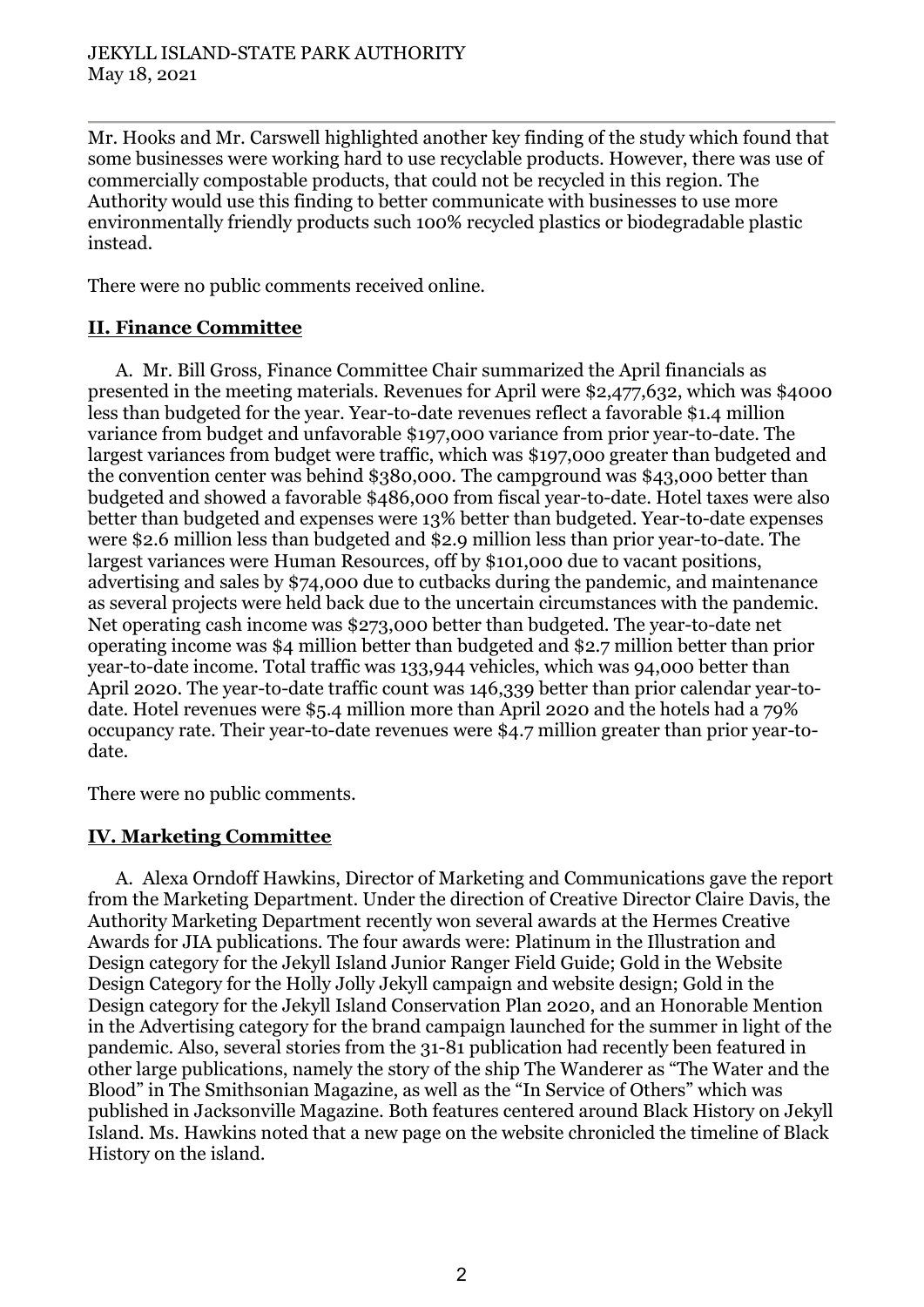Mr. Hooks and Mr. Carswell highlighted another key finding of the study which found that some businesses were working hard to use recyclable products. However, there was use of commercially compostable products, that could not be recycled in this region. The Authority would use this finding to better communicate with businesses to use more environmentally friendly products such 100% recycled plastics or biodegradable plastic instead.

There were no public comments received online.

## II. Finance Committee

A. Mr. Bill Gross, Finance Committee Chair summarized the April financials as presented in the meeting materials. Revenues for April were $2,477,632, which was $4000 less than budgeted for the year. Year-to-date revenues reflect a favorable $1.4 million variance from budget and unfavorable $197,000 variance from prior year-to-date. The largest variances from budget were traffic, which was $197,000 greater than budgeted and the convention center was behind $380,000. The campground was $43,000 better than budgeted and showed a favorable $486,000 from fiscal year-to-date. Hotel taxes were also better than budgeted and expenses were 13% better than budgeted. Year-to-date expenses were $2.6 million less than budgeted and $2.9 million less than prior year-to-date. The largest variances were Human Resources, off by $101,000 due to vacant positions, advertising and sales by $74,000 due to cutbacks during the pandemic, and maintenance as several projects were held back due to the uncertain circumstances with the pandemic. Net operating cash income was $273,000 better than budgeted. The year-to-date net operating income was $4 million better than budgeted and $2.7 million better than prior year-to-date income. Total traffic was 133,944 vehicles, which was 94,000 better than April 2020. The year-to-date traffic count was 146,339 better than prior calendar year-to-date. Hotel revenues were $5.4 million more than April 2020 and the hotels had a 79% occupancy rate. Their year-to-date revenues were $4.7 million greater than prior year-to-date.

There were no public comments.

## IV. Marketing Committee

A. Alexa Orndoff Hawkins, Director of Marketing and Communications gave the report from the Marketing Department. Under the direction of Creative Director Claire Davis, the Authority Marketing Department recently won several awards at the Hermes Creative Awards for JIA publications. The four awards were: Platinum in the Illustration and Design category for the Jekyll Island Junior Ranger Field Guide; Gold in the Website Design Category for the Holly Jolly Jekyll campaign and website design; Gold in the Design category for the Jekyll Island Conservation Plan 2020, and an Honorable Mention in the Advertising category for the brand campaign launched for the summer in light of the pandemic. Also, several stories from the 31-81 publication had recently been featured in other large publications, namely the story of the ship The Wanderer as "The Water and the Blood" in The Smithsonian Magazine, as well as the "In Service of Others" which was published in Jacksonville Magazine. Both features centered around Black History on Jekyll Island. Ms. Hawkins noted that a new page on the website chronicled the timeline of Black History on the island.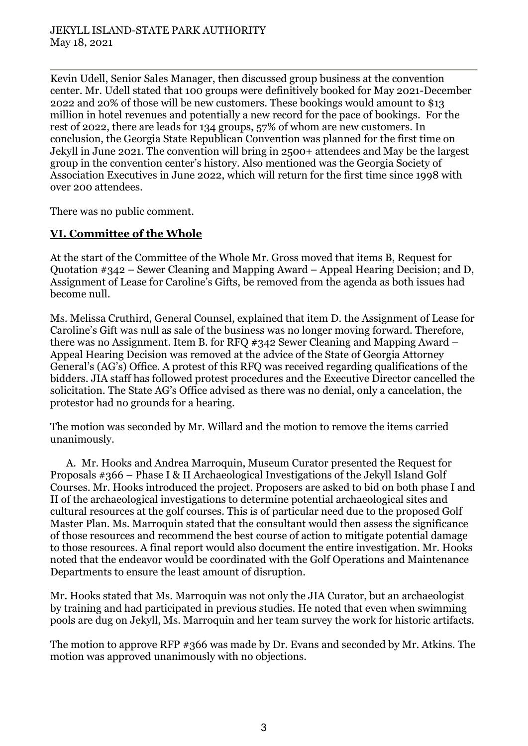Kevin Udell, Senior Sales Manager, then discussed group business at the convention center. Mr. Udell stated that 100 groups were definitively booked for May 2021-December 2022 and 20% of those will be new customers. These bookings would amount to $13 million in hotel revenues and potentially a new record for the pace of bookings. For the rest of 2022, there are leads for 134 groups, 57% of whom are new customers. In conclusion, the Georgia State Republican Convention was planned for the first time on Jekyll in June 2021. The convention will bring in 2500+ attendees and May be the largest group in the convention center's history. Also mentioned was the Georgia Society of Association Executives in June 2022, which will return for the first time since 1998 with over 200 attendees.

There was no public comment.

## VI. Committee of the Whole

At the start of the Committee of the Whole Mr. Gross moved that items B, Request for Quotation #342 – Sewer Cleaning and Mapping Award – Appeal Hearing Decision; and D, Assignment of Lease for Caroline's Gifts, be removed from the agenda as both issues had become null.

Ms. Melissa Cruthird, General Counsel, explained that item D. the Assignment of Lease for Caroline's Gift was null as sale of the business was no longer moving forward. Therefore, there was no Assignment. Item B. for RFQ #342 Sewer Cleaning and Mapping Award – Appeal Hearing Decision was removed at the advice of the State of Georgia Attorney General's (AG's) Office. A protest of this RFQ was received regarding qualifications of the bidders. JIA staff has followed protest procedures and the Executive Director cancelled the solicitation. The State AG's Office advised as there was no denial, only a cancelation, the protestor had no grounds for a hearing.

The motion was seconded by Mr. Willard and the motion to remove the items carried unanimously.

A. Mr. Hooks and Andrea Marroquin, Museum Curator presented the Request for Proposals #366 – Phase I & II Archaeological Investigations of the Jekyll Island Golf Courses. Mr. Hooks introduced the project. Proposers are asked to bid on both phase I and II of the archaeological investigations to determine potential archaeological sites and cultural resources at the golf courses. This is of particular need due to the proposed Golf Master Plan. Ms. Marroquin stated that the consultant would then assess the significance of those resources and recommend the best course of action to mitigate potential damage to those resources. A final report would also document the entire investigation. Mr. Hooks noted that the endeavor would be coordinated with the Golf Operations and Maintenance Departments to ensure the least amount of disruption.

Mr. Hooks stated that Ms. Marroquin was not only the JIA Curator, but an archaeologist by training and had participated in previous studies. He noted that even when swimming pools are dug on Jekyll, Ms. Marroquin and her team survey the work for historic artifacts.

The motion to approve RFP #366 was made by Dr. Evans and seconded by Mr. Atkins. The motion was approved unanimously with no objections.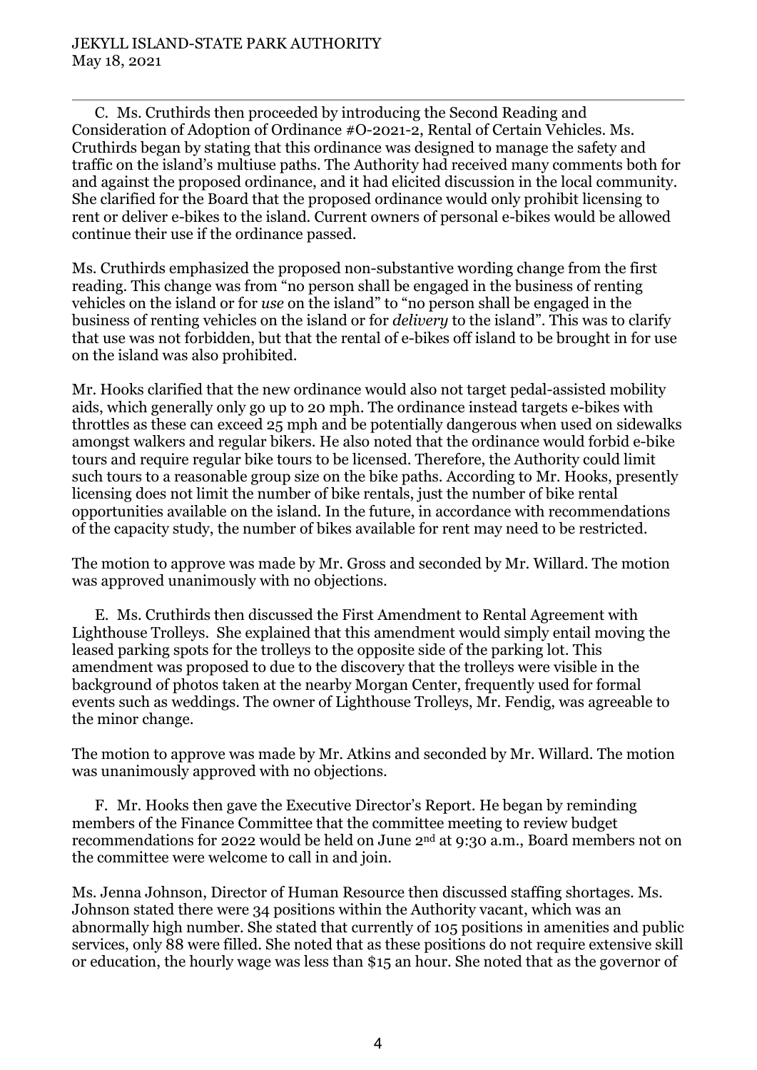C. Ms. Cruthirds then proceeded by introducing the Second Reading and Consideration of Adoption of Ordinance #O-2021-2, Rental of Certain Vehicles. Ms. Cruthirds began by stating that this ordinance was designed to manage the safety and traffic on the island's multiuse paths. The Authority had received many comments both for and against the proposed ordinance, and it had elicited discussion in the local community. She clarified for the Board that the proposed ordinance would only prohibit licensing to rent or deliver e-bikes to the island. Current owners of personal e-bikes would be allowed continue their use if the ordinance passed.

Ms. Cruthirds emphasized the proposed non-substantive wording change from the first reading. This change was from "no person shall be engaged in the business of renting vehicles on the island or for *use* on the island" to "no person shall be engaged in the business of renting vehicles on the island or for *delivery* to the island". This was to clarify that use was not forbidden, but that the rental of e-bikes off island to be brought in for use on the island was also prohibited.

Mr. Hooks clarified that the new ordinance would also not target pedal-assisted mobility aids, which generally only go up to 20 mph. The ordinance instead targets e-bikes with throttles as these can exceed 25 mph and be potentially dangerous when used on sidewalks amongst walkers and regular bikers. He also noted that the ordinance would forbid e-bike tours and require regular bike tours to be licensed. Therefore, the Authority could limit such tours to a reasonable group size on the bike paths. According to Mr. Hooks, presently licensing does not limit the number of bike rentals, just the number of bike rental opportunities available on the island. In the future, in accordance with recommendations of the capacity study, the number of bikes available for rent may need to be restricted.

The motion to approve was made by Mr. Gross and seconded by Mr. Willard. The motion was approved unanimously with no objections.

E. Ms. Cruthirds then discussed the First Amendment to Rental Agreement with Lighthouse Trolleys. She explained that this amendment would simply entail moving the leased parking spots for the trolleys to the opposite side of the parking lot. This amendment was proposed to due to the discovery that the trolleys were visible in the background of photos taken at the nearby Morgan Center, frequently used for formal events such as weddings. The owner of Lighthouse Trolleys, Mr. Fendig, was agreeable to the minor change.

The motion to approve was made by Mr. Atkins and seconded by Mr. Willard. The motion was unanimously approved with no objections.

F. Mr. Hooks then gave the Executive Director's Report. He began by reminding members of the Finance Committee that the committee meeting to review budget recommendations for 2022 would be held on June 2nd at 9:30 a.m., Board members not on the committee were welcome to call in and join.

Ms. Jenna Johnson, Director of Human Resource then discussed staffing shortages. Ms. Johnson stated there were 34 positions within the Authority vacant, which was an abnormally high number. She stated that currently of 105 positions in amenities and public services, only 88 were filled. She noted that as these positions do not require extensive skill or education, the hourly wage was less than $15 an hour. She noted that as the governor of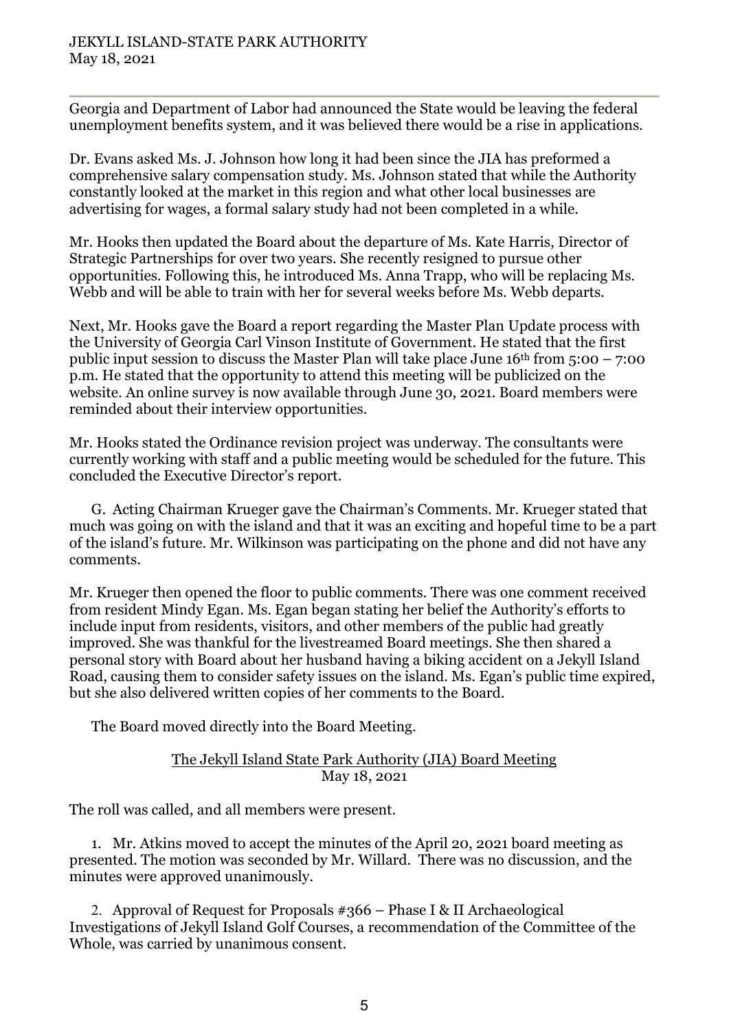Georgia and Department of Labor had announced the State would be leaving the federal unemployment benefits system, and it was believed there would be a rise in applications.

Dr. Evans asked Ms. J. Johnson how long it had been since the JIA has preformed a comprehensive salary compensation study. Ms. Johnson stated that while the Authority constantly looked at the market in this region and what other local businesses are advertising for wages, a formal salary study had not been completed in a while.

Mr. Hooks then updated the Board about the departure of Ms. Kate Harris, Director of Strategic Partnerships for over two years. She recently resigned to pursue other opportunities. Following this, he introduced Ms. Anna Trapp, who will be replacing Ms. Webb and will be able to train with her for several weeks before Ms. Webb departs.

Next, Mr. Hooks gave the Board a report regarding the Master Plan Update process with the University of Georgia Carl Vinson Institute of Government. He stated that the first public input session to discuss the Master Plan will take place June 16th from 5:00 – 7:00 p.m. He stated that the opportunity to attend this meeting will be publicized on the website. An online survey is now available through June 30, 2021. Board members were reminded about their interview opportunities.

Mr. Hooks stated the Ordinance revision project was underway. The consultants were currently working with staff and a public meeting would be scheduled for the future. This concluded the Executive Director's report.

G. Acting Chairman Krueger gave the Chairman's Comments. Mr. Krueger stated that much was going on with the island and that it was an exciting and hopeful time to be a part of the island's future. Mr. Wilkinson was participating on the phone and did not have any comments.

Mr. Krueger then opened the floor to public comments. There was one comment received from resident Mindy Egan. Ms. Egan began stating her belief the Authority's efforts to include input from residents, visitors, and other members of the public had greatly improved. She was thankful for the livestreamed Board meetings. She then shared a personal story with Board about her husband having a biking accident on a Jekyll Island Road, causing them to consider safety issues on the island. Ms. Egan's public time expired, but she also delivered written copies of her comments to the Board.

The Board moved directly into the Board Meeting.

<u>The Jekyll Island State Park Authority (JIA) Board Meeting</u>
May 18, 2021

The roll was called, and all members were present.

1. Mr. Atkins moved to accept the minutes of the April 20, 2021 board meeting as presented. The motion was seconded by Mr. Willard. There was no discussion, and the minutes were approved unanimously.

2. Approval of Request for Proposals #366 – Phase I & II Archaeological Investigations of Jekyll Island Golf Courses, a recommendation of the Committee of the Whole, was carried by unanimous consent.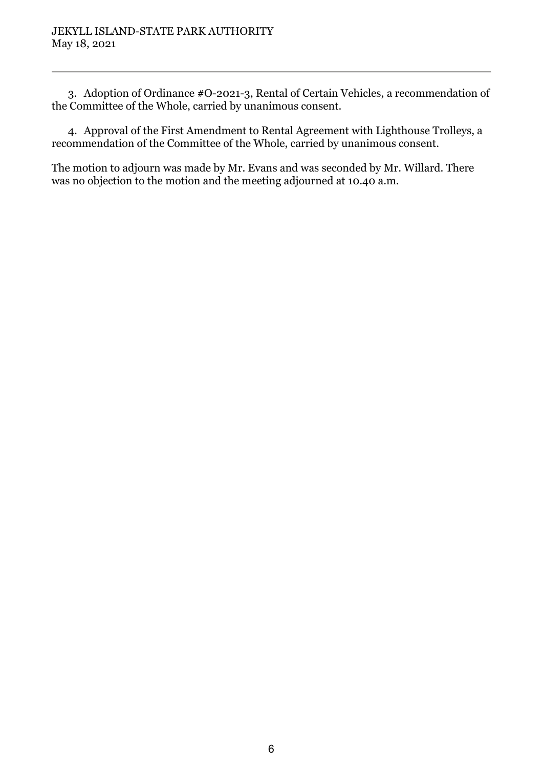3. Adoption of Ordinance #O-2021-3, Rental of Certain Vehicles, a recommendation of the Committee of the Whole, carried by unanimous consent.

4. Approval of the First Amendment to Rental Agreement with Lighthouse Trolleys, a recommendation of the Committee of the Whole, carried by unanimous consent.

The motion to adjourn was made by Mr. Evans and was seconded by Mr. Willard. There was no objection to the motion and the meeting adjourned at 10.40 a.m.